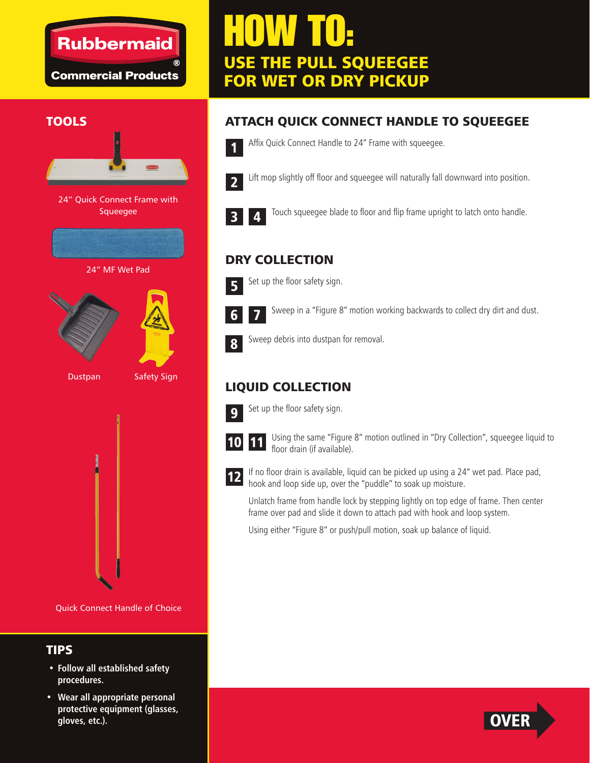Rubbermaid Commercial Products

# HOW TO:
## USE THE PULL SQUEEGEE FOR WET OR DRY PICKUP

## TOOLS

24" Quick Connect Frame with Squeegee

24" MF Wet Pad

Dustpan

Safety Sign

Quick Connect Handle of Choice

## TIPS

- **Follow all established safety procedures.**
- **Wear all appropriate personal protective equipment (glasses, gloves, etc.).**

## ATTACH QUICK CONNECT HANDLE TO SQUEEGEE

**1** Affix Quick Connect Handle to 24" Frame with squeegee.

**2** Lift mop slightly off floor and squeegee will naturally fall downward into position.

**3** **4** Touch squeegee blade to floor and flip frame upright to latch onto handle.

## DRY COLLECTION

**5** Set up the floor safety sign.

**6** **7** Sweep in a "Figure 8" motion working backwards to collect dry dirt and dust.

**8** Sweep debris into dustpan for removal.

## LIQUID COLLECTION

**9** Set up the floor safety sign.

**10** **11** Using the same "Figure 8" motion outlined in "Dry Collection", squeegee liquid to floor drain (if available).

**12** If no floor drain is available, liquid can be picked up using a 24" wet pad. Place pad, hook and loop side up, over the "puddle" to soak up moisture.

Unlatch frame from handle lock by stepping lightly on top edge of frame. Then center frame over pad and slide it down to attach pad with hook and loop system.

Using either "Figure 8" or push/pull motion, soak up balance of liquid.

**OVER**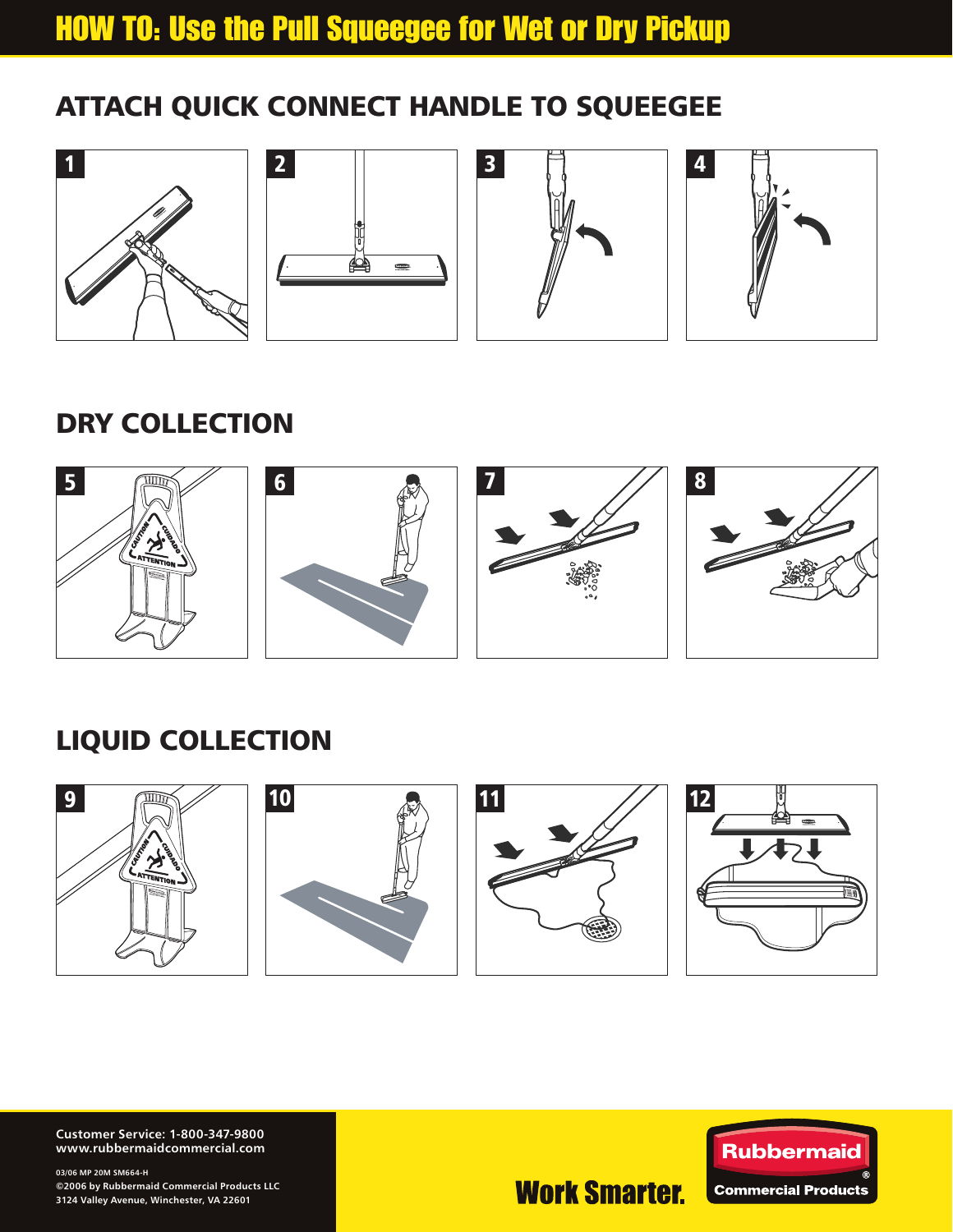# HOW TO: Use the Pull Squeegee for Wet or Dry Pickup

## ATTACH QUICK CONNECT HANDLE TO SQUEEGEE

1 2 3 4

## DRY COLLECTION

5 6 7 8

## LIQUID COLLECTION

9 10 11 12

**Customer Service: 1-800-347-9800**
**www.rubbermaidcommercial.com**

03/06 MP 20M SM664-H
©2006 by Rubbermaid Commercial Products LLC
3124 Valley Avenue, Winchester, VA 22601

Work Smarter.

Rubbermaid® Commercial Products